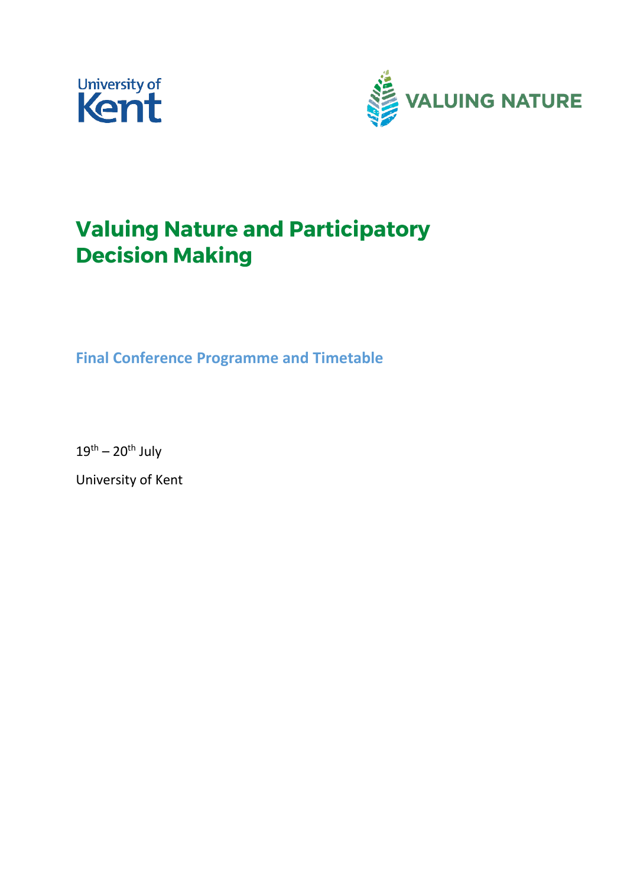University of Kent

VALUING NATURE

# Valuing Nature and Participatory Decision Making

## Final Conference Programme and Timetable

19th – 20th July

University of Kent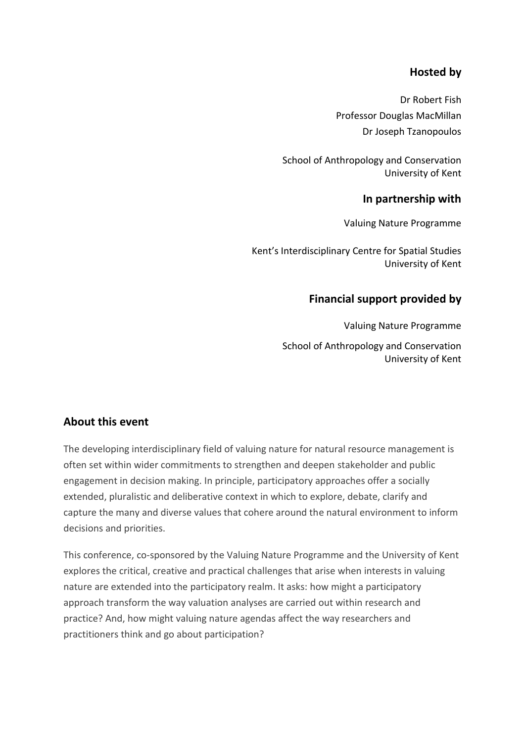## Hosted by

Dr Robert Fish
Professor Douglas MacMillan
Dr Joseph Tzanopoulos

School of Anthropology and Conservation
University of Kent

## In partnership with

Valuing Nature Programme

Kent's Interdisciplinary Centre for Spatial Studies
University of Kent

## Financial support provided by

Valuing Nature Programme

School of Anthropology and Conservation
University of Kent

## About this event

The developing interdisciplinary field of valuing nature for natural resource management is often set within wider commitments to strengthen and deepen stakeholder and public engagement in decision making. In principle, participatory approaches offer a socially extended, pluralistic and deliberative context in which to explore, debate, clarify and capture the many and diverse values that cohere around the natural environment to inform decisions and priorities.

This conference, co-sponsored by the Valuing Nature Programme and the University of Kent explores the critical, creative and practical challenges that arise when interests in valuing nature are extended into the participatory realm. It asks: how might a participatory approach transform the way valuation analyses are carried out within research and practice? And, how might valuing nature agendas affect the way researchers and practitioners think and go about participation?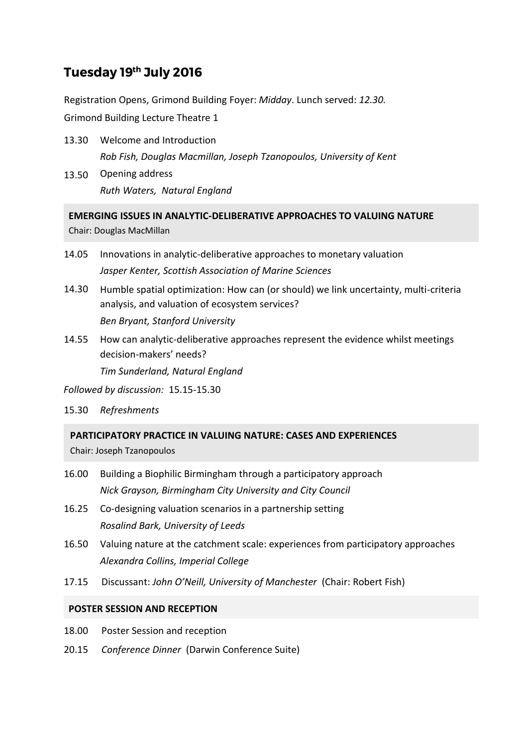# Tuesday 19th July 2016

Registration Opens, Grimond Building Foyer: *Midday*. Lunch served: *12.30.*

Grimond Building Lecture Theatre 1

13.30 Welcome and Introduction
*Rob Fish, Douglas Macmillan, Joseph Tzanopoulos, University of Kent*

13.50 Opening address
*Ruth Waters, Natural England*

**EMERGING ISSUES IN ANALYTIC-DELIBERATIVE APPROACHES TO VALUING NATURE**
Chair: Douglas MacMillan

14.05 Innovations in analytic-deliberative approaches to monetary valuation
*Jasper Kenter, Scottish Association of Marine Sciences*

14.30 Humble spatial optimization: How can (or should) we link uncertainty, multi-criteria analysis, and valuation of ecosystem services?
*Ben Bryant, Stanford University*

14.55 How can analytic-deliberative approaches represent the evidence whilst meetings decision-makers' needs?
*Tim Sunderland, Natural England*

*Followed by discussion:* 15.15-15.30

15.30 *Refreshments*

**PARTICIPATORY PRACTICE IN VALUING NATURE: CASES AND EXPERIENCES**
Chair: Joseph Tzanopoulos

16.00 Building a Biophilic Birmingham through a participatory approach
*Nick Grayson, Birmingham City University and City Council*

16.25 Co-designing valuation scenarios in a partnership setting
*Rosalind Bark, University of Leeds*

16.50 Valuing nature at the catchment scale: experiences from participatory approaches
*Alexandra Collins, Imperial College*

17.15 Discussant: *John O'Neill, University of Manchester* (Chair: Robert Fish)

**POSTER SESSION AND RECEPTION**

18.00 Poster Session and reception

20.15 *Conference Dinner* (Darwin Conference Suite)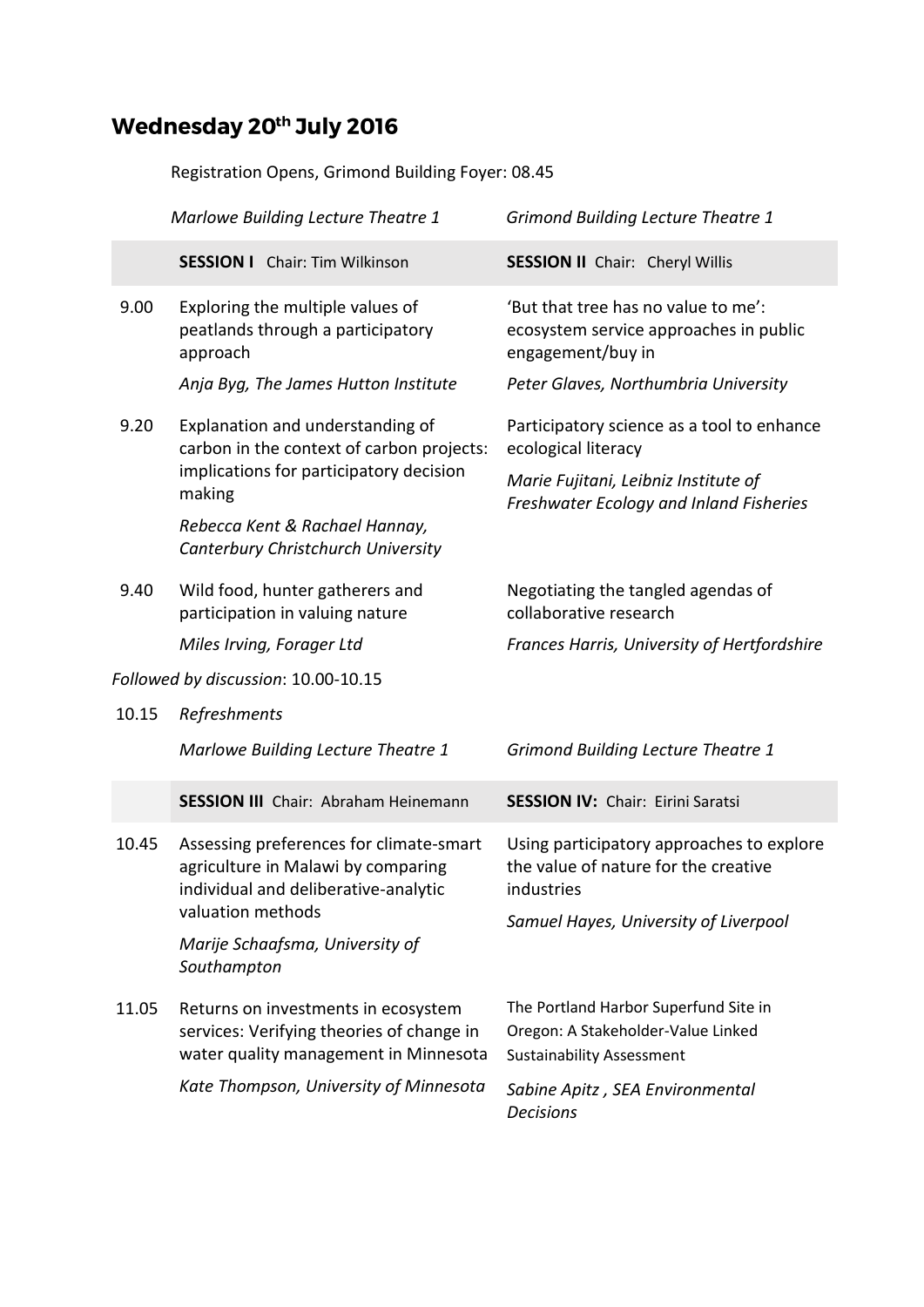# Wednesday 20th July 2016

Registration Opens, Grimond Building Foyer: 08.45

| | *Marlowe Building Lecture Theatre 1* | *Grimond Building Lecture Theatre 1* |
|---|---|---|
| | **SESSION I** Chair: Tim Wilkinson | **SESSION II** Chair: Cheryl Willis |
| 9.00 | Exploring the multiple values of peatlands through a participatory approach<br>*Anja Byg, The James Hutton Institute* | 'But that tree has no value to me': ecosystem service approaches in public engagement/buy in<br>*Peter Glaves, Northumbria University* |
| 9.20 | Explanation and understanding of carbon in the context of carbon projects: implications for participatory decision making<br>*Rebecca Kent & Rachael Hannay, Canterbury Christchurch University* | Participatory science as a tool to enhance ecological literacy<br>*Marie Fujitani, Leibniz Institute of Freshwater Ecology and Inland Fisheries* |
| 9.40 | Wild food, hunter gatherers and participation in valuing nature<br>*Miles Irving, Forager Ltd* | Negotiating the tangled agendas of collaborative research<br>*Frances Harris, University of Hertfordshire* |

*Followed by discussion*: 10.00-10.15

10.15 *Refreshments*

| | *Marlowe Building Lecture Theatre 1* | *Grimond Building Lecture Theatre 1* |
|---|---|---|
| | **SESSION III** Chair: Abraham Heinemann | **SESSION IV:** Chair: Eirini Saratsi |
| 10.45 | Assessing preferences for climate-smart agriculture in Malawi by comparing individual and deliberative-analytic valuation methods<br>*Marije Schaafsma, University of Southampton* | Using participatory approaches to explore the value of nature for the creative industries<br>*Samuel Hayes, University of Liverpool* |
| 11.05 | Returns on investments in ecosystem services: Verifying theories of change in water quality management in Minnesota<br>*Kate Thompson, University of Minnesota* | The Portland Harbor Superfund Site in Oregon: A Stakeholder-Value Linked Sustainability Assessment<br>*Sabine Apitz , SEA Environmental Decisions* |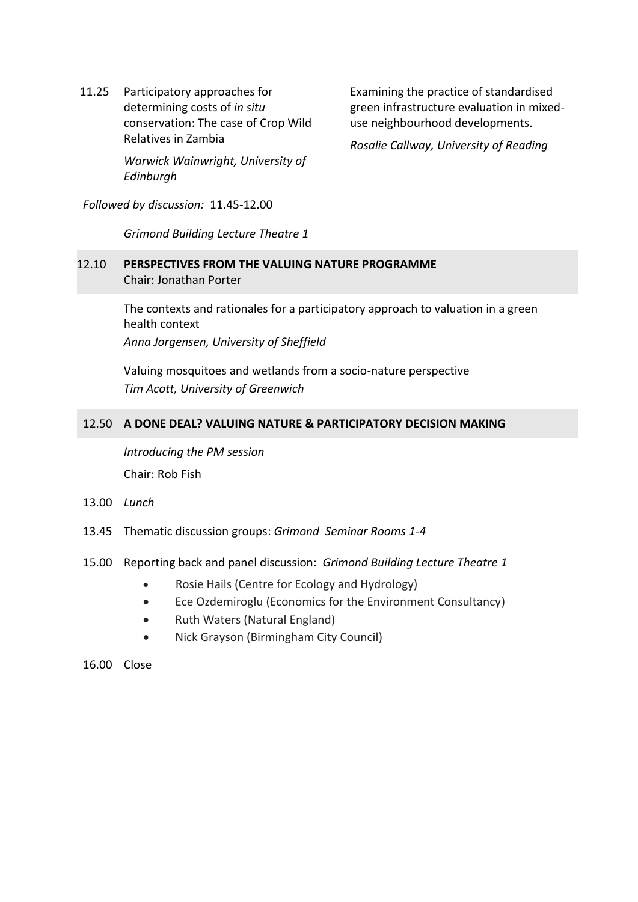11.25 Participatory approaches for determining costs of *in situ* conservation: The case of Crop Wild Relatives in Zambia

*Warwick Wainwright, University of Edinburgh*

Examining the practice of standardised green infrastructure evaluation in mixed-use neighbourhood developments.

*Rosalie Callway, University of Reading*

*Followed by discussion:* 11.45-12.00

*Grimond Building Lecture Theatre 1*

12.10 **PERSPECTIVES FROM THE VALUING NATURE PROGRAMME**
Chair: Jonathan Porter

The contexts and rationales for a participatory approach to valuation in a green health context
*Anna Jorgensen, University of Sheffield*

Valuing mosquitoes and wetlands from a socio-nature perspective
*Tim Acott, University of Greenwich*

12.50 **A DONE DEAL? VALUING NATURE & PARTICIPATORY DECISION MAKING**

*Introducing the PM session*

Chair: Rob Fish

13.00 *Lunch*

13.45 Thematic discussion groups: *Grimond Seminar Rooms 1-4*

15.00 Reporting back and panel discussion: *Grimond Building Lecture Theatre 1*

- Rosie Hails (Centre for Ecology and Hydrology)
- Ece Ozdemiroglu (Economics for the Environment Consultancy)
- Ruth Waters (Natural England)
- Nick Grayson (Birmingham City Council)

16.00 Close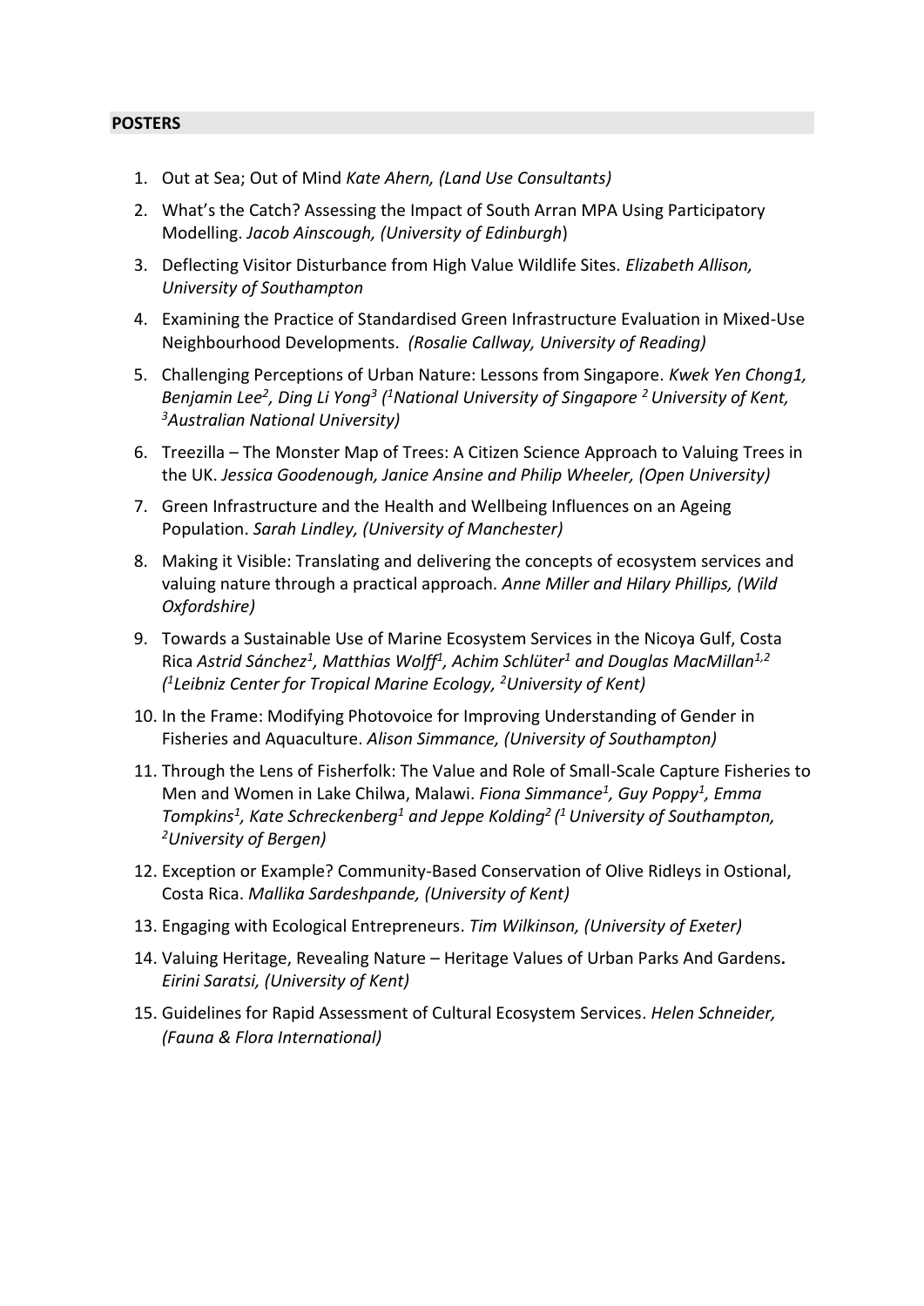**POSTERS**

1. Out at Sea; Out of Mind *Kate Ahern, (Land Use Consultants)*
2. What's the Catch? Assessing the Impact of South Arran MPA Using Participatory Modelling. *Jacob Ainscough, (University of Edinburgh*)
3. Deflecting Visitor Disturbance from High Value Wildlife Sites. *Elizabeth Allison, University of Southampton*
4. Examining the Practice of Standardised Green Infrastructure Evaluation in Mixed-Use Neighbourhood Developments. *(Rosalie Callway, University of Reading)*
5. Challenging Perceptions of Urban Nature: Lessons from Singapore. *Kwek Yen Chong1, Benjamin Lee[2], Ding Li Yong[3] ([1]National University of Singapore [2] University of Kent, [3]Australian National University)*
6. Treezilla – The Monster Map of Trees: A Citizen Science Approach to Valuing Trees in the UK. *Jessica Goodenough, Janice Ansine and Philip Wheeler, (Open University)*
7. Green Infrastructure and the Health and Wellbeing Influences on an Ageing Population. *Sarah Lindley, (University of Manchester)*
8. Making it Visible: Translating and delivering the concepts of ecosystem services and valuing nature through a practical approach. *Anne Miller and Hilary Phillips, (Wild Oxfordshire)*
9. Towards a Sustainable Use of Marine Ecosystem Services in the Nicoya Gulf, Costa Rica *Astrid Sánchez[1], Matthias Wolff[1], Achim Schlüter[1] and Douglas MacMillan[1,2] ([1]Leibniz Center for Tropical Marine Ecology, [2]University of Kent)*
10. In the Frame: Modifying Photovoice for Improving Understanding of Gender in Fisheries and Aquaculture. *Alison Simmance, (University of Southampton)*
11. Through the Lens of Fisherfolk: The Value and Role of Small-Scale Capture Fisheries to Men and Women in Lake Chilwa, Malawi. *Fiona Simmance[1], Guy Poppy[1], Emma Tompkins[1], Kate Schreckenberg[1] and Jeppe Kolding[2] ([1] University of Southampton, [2]University of Bergen)*
12. Exception or Example? Community-Based Conservation of Olive Ridleys in Ostional, Costa Rica. *Mallika Sardeshpande, (University of Kent)*
13. Engaging with Ecological Entrepreneurs. *Tim Wilkinson, (University of Exeter)*
14. Valuing Heritage, Revealing Nature – Heritage Values of Urban Parks And Gardens**.** *Eirini Saratsi, (University of Kent)*
15. Guidelines for Rapid Assessment of Cultural Ecosystem Services. *Helen Schneider, (Fauna & Flora International)*